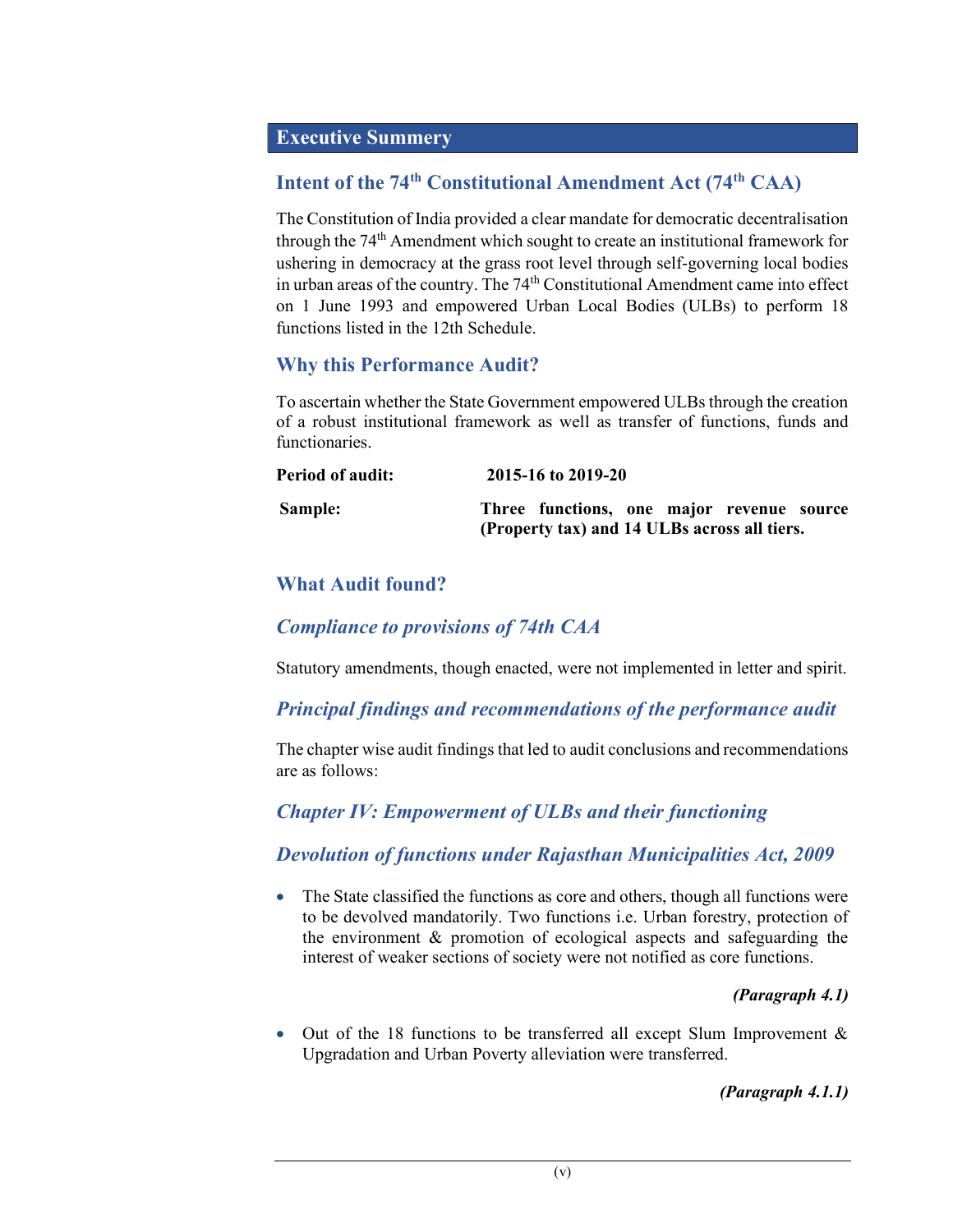# Executive Summery

## Intent of the 74th Constitutional Amendment Act (74th CAA)

The Constitution of India provided a clear mandate for democratic decentralisation through the 74th Amendment which sought to create an institutional framework for ushering in democracy at the grass root level through self-governing local bodies in urban areas of the country. The 74th Constitutional Amendment came into effect on 1 June 1993 and empowered Urban Local Bodies (ULBs) to perform 18 functions listed in the 12th Schedule.

## Why this Performance Audit?

To ascertain whether the State Government empowered ULBs through the creation of a robust institutional framework as well as transfer of functions, funds and functionaries.

| | |
|---|---|
| **Period of audit:** | **2015-16 to 2019-20** |
| **Sample:** | **Three functions, one major revenue source (Property tax) and 14 ULBs across all tiers.** |

## What Audit found?

### *Compliance to provisions of 74th CAA*

Statutory amendments, though enacted, were not implemented in letter and spirit.

### *Principal findings and recommendations of the performance audit*

The chapter wise audit findings that led to audit conclusions and recommendations are as follows:

### *Chapter IV: Empowerment of ULBs and their functioning*

### *Devolution of functions under Rajasthan Municipalities Act, 2009*

- The State classified the functions as core and others, though all functions were to be devolved mandatorily. Two functions i.e. Urban forestry, protection of the environment & promotion of ecological aspects and safeguarding the interest of weaker sections of society were not notified as core functions.

  ***(Paragraph 4.1)***

- Out of the 18 functions to be transferred all except Slum Improvement & Upgradation and Urban Poverty alleviation were transferred.

  ***(Paragraph 4.1.1)***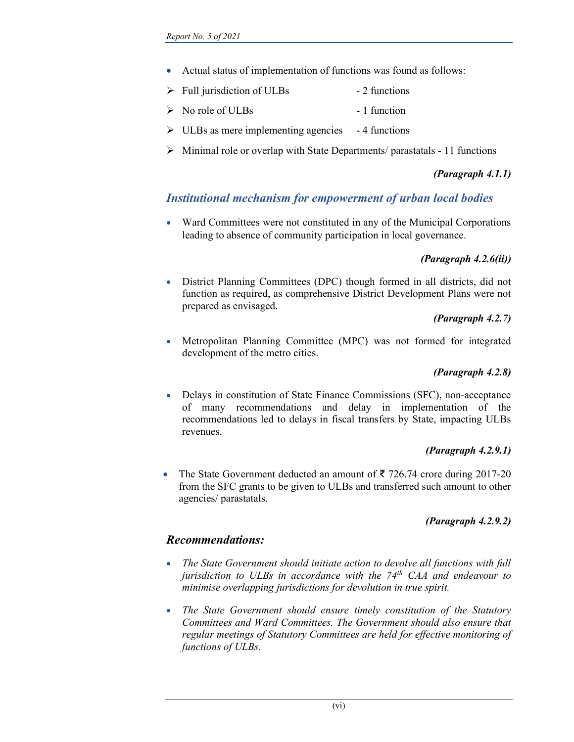- Actual status of implementation of functions was found as follows:
  - ➢ Full jurisdiction of ULBs - 2 functions
  - ➢ No role of ULBs - 1 function
  - ➢ ULBs as mere implementing agencies - 4 functions
  - ➢ Minimal role or overlap with State Departments/ parastatals - 11 functions

***(Paragraph 4.1.1)***

## *Institutional mechanism for empowerment of urban local bodies*

- Ward Committees were not constituted in any of the Municipal Corporations leading to absence of community participation in local governance.

***(Paragraph 4.2.6(ii))***

- District Planning Committees (DPC) though formed in all districts, did not function as required, as comprehensive District Development Plans were not prepared as envisaged.

***(Paragraph 4.2.7)***

- Metropolitan Planning Committee (MPC) was not formed for integrated development of the metro cities.

***(Paragraph 4.2.8)***

- Delays in constitution of State Finance Commissions (SFC), non-acceptance of many recommendations and delay in implementation of the recommendations led to delays in fiscal transfers by State, impacting ULBs revenues.

***(Paragraph 4.2.9.1)***

- The State Government deducted an amount of ₹ 726.74 crore during 2017-20 from the SFC grants to be given to ULBs and transferred such amount to other agencies/ parastatals.

***(Paragraph 4.2.9.2)***

## *Recommendations:*

- *The State Government should initiate action to devolve all functions with full jurisdiction to ULBs in accordance with the 74th CAA and endeavour to minimise overlapping jurisdictions for devolution in true spirit.*
- *The State Government should ensure timely constitution of the Statutory Committees and Ward Committees. The Government should also ensure that regular meetings of Statutory Committees are held for effective monitoring of functions of ULBs.*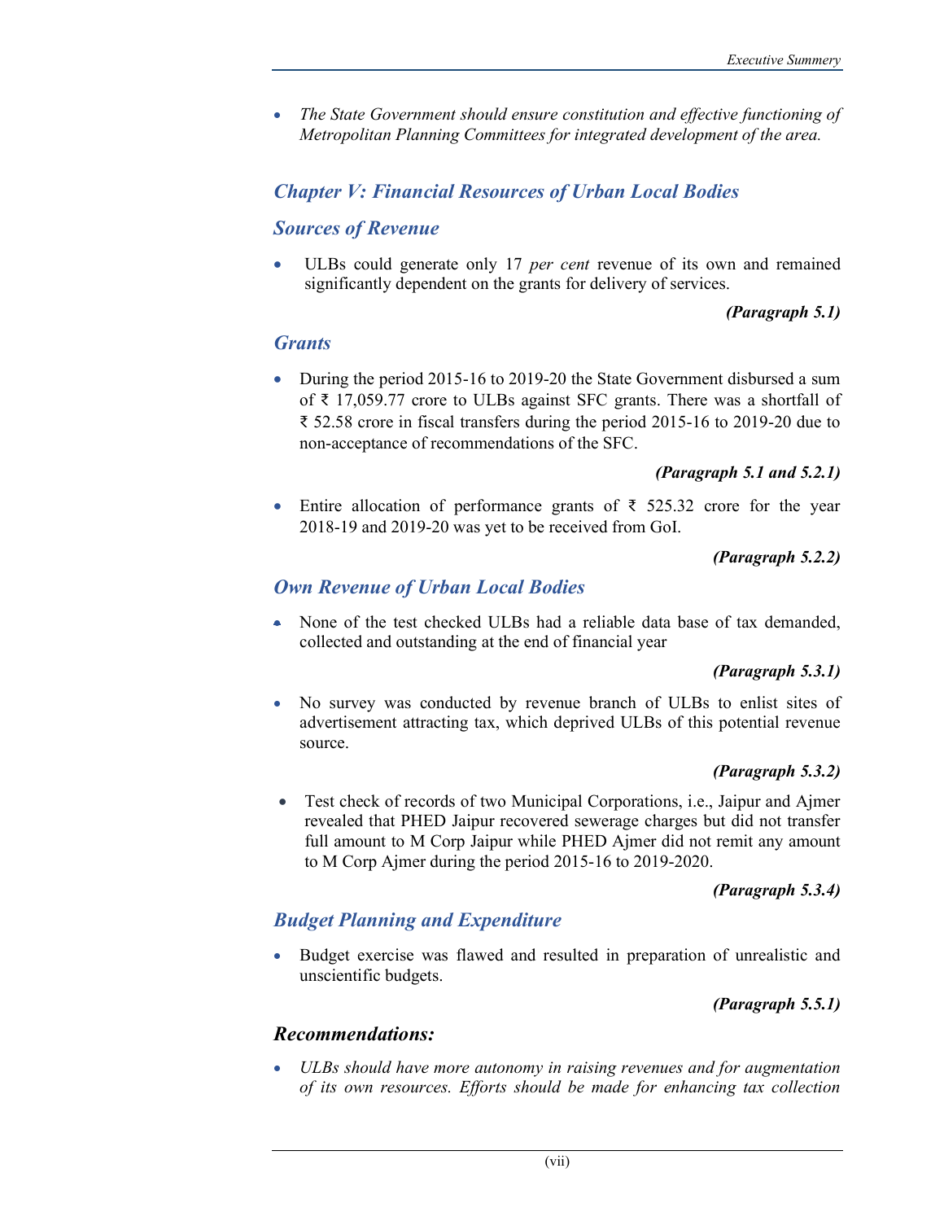- *The State Government should ensure constitution and effective functioning of Metropolitan Planning Committees for integrated development of the area.*

## *Chapter V: Financial Resources of Urban Local Bodies*

### *Sources of Revenue*

- ULBs could generate only 17 *per cent* revenue of its own and remained significantly dependent on the grants for delivery of services.

***(Paragraph 5.1)***

### *Grants*

- During the period 2015-16 to 2019-20 the State Government disbursed a sum of ₹ 17,059.77 crore to ULBs against SFC grants. There was a shortfall of ₹ 52.58 crore in fiscal transfers during the period 2015-16 to 2019-20 due to non-acceptance of recommendations of the SFC.

***(Paragraph 5.1 and 5.2.1)***

- Entire allocation of performance grants of ₹ 525.32 crore for the year 2018-19 and 2019-20 was yet to be received from GoI.

***(Paragraph 5.2.2)***

### *Own Revenue of Urban Local Bodies*

- None of the test checked ULBs had a reliable data base of tax demanded, collected and outstanding at the end of financial year

***(Paragraph 5.3.1)***

- No survey was conducted by revenue branch of ULBs to enlist sites of advertisement attracting tax, which deprived ULBs of this potential revenue source.

***(Paragraph 5.3.2)***

- Test check of records of two Municipal Corporations, i.e., Jaipur and Ajmer revealed that PHED Jaipur recovered sewerage charges but did not transfer full amount to M Corp Jaipur while PHED Ajmer did not remit any amount to M Corp Ajmer during the period 2015-16 to 2019-2020.

***(Paragraph 5.3.4)***

### *Budget Planning and Expenditure*

- Budget exercise was flawed and resulted in preparation of unrealistic and unscientific budgets.

***(Paragraph 5.5.1)***

### *Recommendations:*

- *ULBs should have more autonomy in raising revenues and for augmentation of its own resources. Efforts should be made for enhancing tax collection*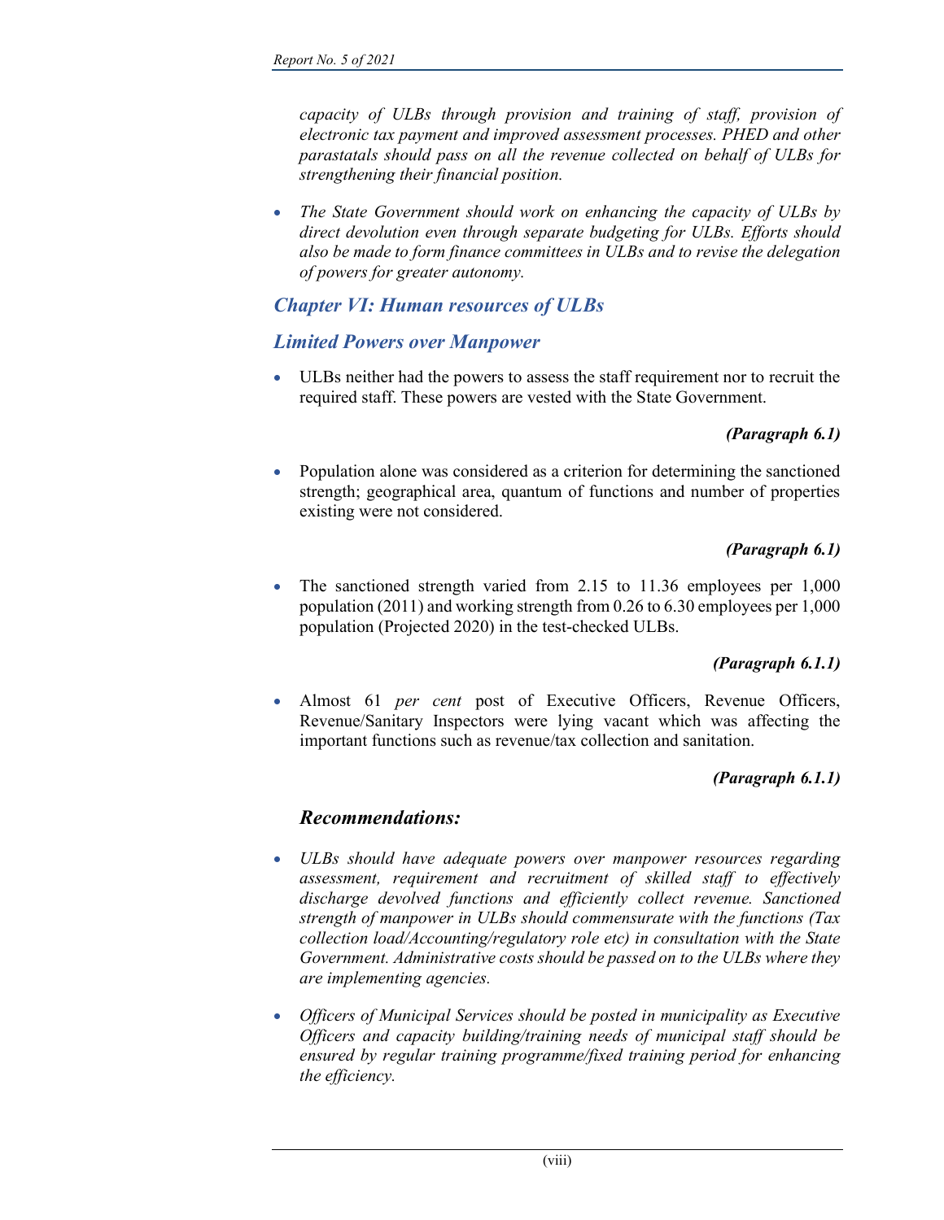*capacity of ULBs through provision and training of staff, provision of electronic tax payment and improved assessment processes. PHED and other parastatals should pass on all the revenue collected on behalf of ULBs for strengthening their financial position.*

- *The State Government should work on enhancing the capacity of ULBs by direct devolution even through separate budgeting for ULBs. Efforts should also be made to form finance committees in ULBs and to revise the delegation of powers for greater autonomy.*

## *Chapter VI: Human resources of ULBs*

### *Limited Powers over Manpower*

- ULBs neither had the powers to assess the staff requirement nor to recruit the required staff. These powers are vested with the State Government.

  ***(Paragraph 6.1)***

- Population alone was considered as a criterion for determining the sanctioned strength; geographical area, quantum of functions and number of properties existing were not considered.

  ***(Paragraph 6.1)***

- The sanctioned strength varied from 2.15 to 11.36 employees per 1,000 population (2011) and working strength from 0.26 to 6.30 employees per 1,000 population (Projected 2020) in the test-checked ULBs.

  ***(Paragraph 6.1.1)***

- Almost 61 *per cent* post of Executive Officers, Revenue Officers, Revenue/Sanitary Inspectors were lying vacant which was affecting the important functions such as revenue/tax collection and sanitation.

  ***(Paragraph 6.1.1)***

### *Recommendations:*

- *ULBs should have adequate powers over manpower resources regarding assessment, requirement and recruitment of skilled staff to effectively discharge devolved functions and efficiently collect revenue. Sanctioned strength of manpower in ULBs should commensurate with the functions (Tax collection load/Accounting/regulatory role etc) in consultation with the State Government. Administrative costs should be passed on to the ULBs where they are implementing agencies.*

- *Officers of Municipal Services should be posted in municipality as Executive Officers and capacity building/training needs of municipal staff should be ensured by regular training programme/fixed training period for enhancing the efficiency.*